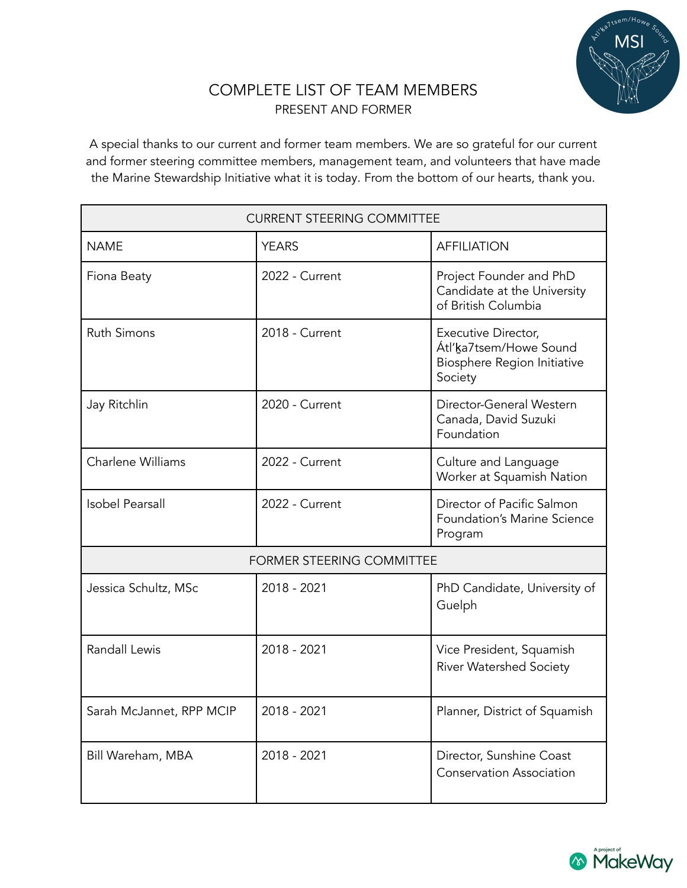# COMPLETE LIST OF TEAM MEMBERS

## PRESENT AND FORMER

A special thanks to our current and former team members. We are so grateful for our current and former steering committee members, management team, and volunteers that have made the Marine Stewardship Initiative what it is today. From the bottom of our hearts, thank you.

| CURRENT STEERING COMMITTEE | | |
|---|---|---|
| NAME | YEARS | AFFILIATION |
| Fiona Beaty | 2022 - Current | Project Founder and PhD Candidate at the University of British Columbia |
| Ruth Simons | 2018 - Current | Executive Director, Átl'ḵa7tsem/Howe Sound Biosphere Region Initiative Society |
| Jay Ritchlin | 2020 - Current | Director-General Western Canada, David Suzuki Foundation |
| Charlene Williams | 2022 - Current | Culture and Language Worker at Squamish Nation |
| Isobel Pearsall | 2022 - Current | Director of Pacific Salmon Foundation's Marine Science Program |
| FORMER STEERING COMMITTEE | | |
| Jessica Schultz, MSc | 2018 - 2021 | PhD Candidate, University of Guelph |
| Randall Lewis | 2018 - 2021 | Vice President, Squamish River Watershed Society |
| Sarah McJannet, RPP MCIP | 2018 - 2021 | Planner, District of Squamish |
| Bill Wareham, MBA | 2018 - 2021 | Director, Sunshine Coast Conservation Association |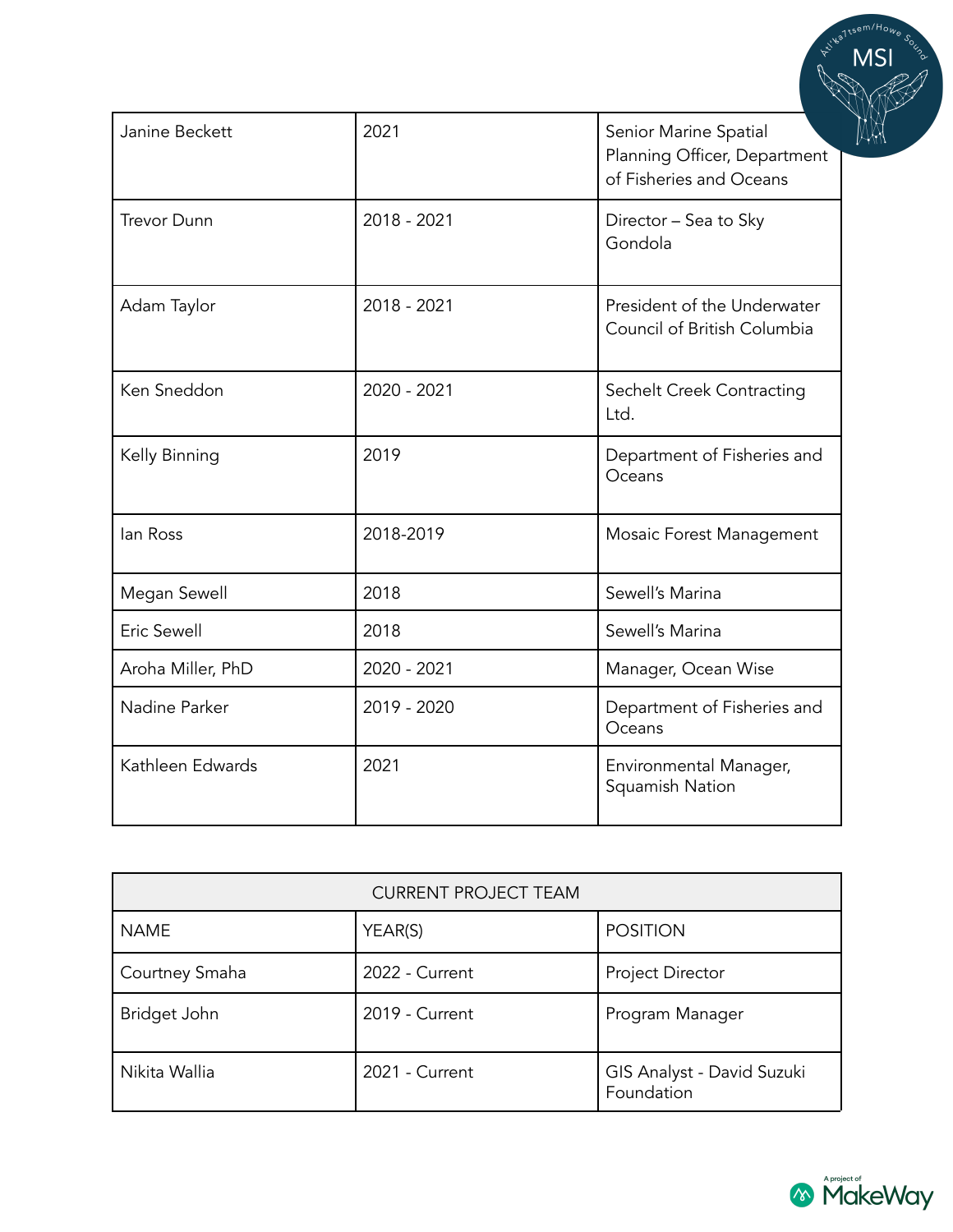| | | |
|---|---|---|
| Janine Beckett | 2021 | Senior Marine Spatial Planning Officer, Department of Fisheries and Oceans |
| Trevor Dunn | 2018 - 2021 | Director – Sea to Sky Gondola |
| Adam Taylor | 2018 - 2021 | President of the Underwater Council of British Columbia |
| Ken Sneddon | 2020 - 2021 | Sechelt Creek Contracting Ltd. |
| Kelly Binning | 2019 | Department of Fisheries and Oceans |
| Ian Ross | 2018-2019 | Mosaic Forest Management |
| Megan Sewell | 2018 | Sewell's Marina |
| Eric Sewell | 2018 | Sewell's Marina |
| Aroha Miller, PhD | 2020 - 2021 | Manager, Ocean Wise |
| Nadine Parker | 2019 - 2020 | Department of Fisheries and Oceans |
| Kathleen Edwards | 2021 | Environmental Manager, Squamish Nation |

| CURRENT PROJECT TEAM | | |
|---|---|---|
| NAME | YEAR(S) | POSITION |
| Courtney Smaha | 2022 - Current | Project Director |
| Bridget John | 2019 - Current | Program Manager |
| Nikita Wallia | 2021 - Current | GIS Analyst - David Suzuki Foundation |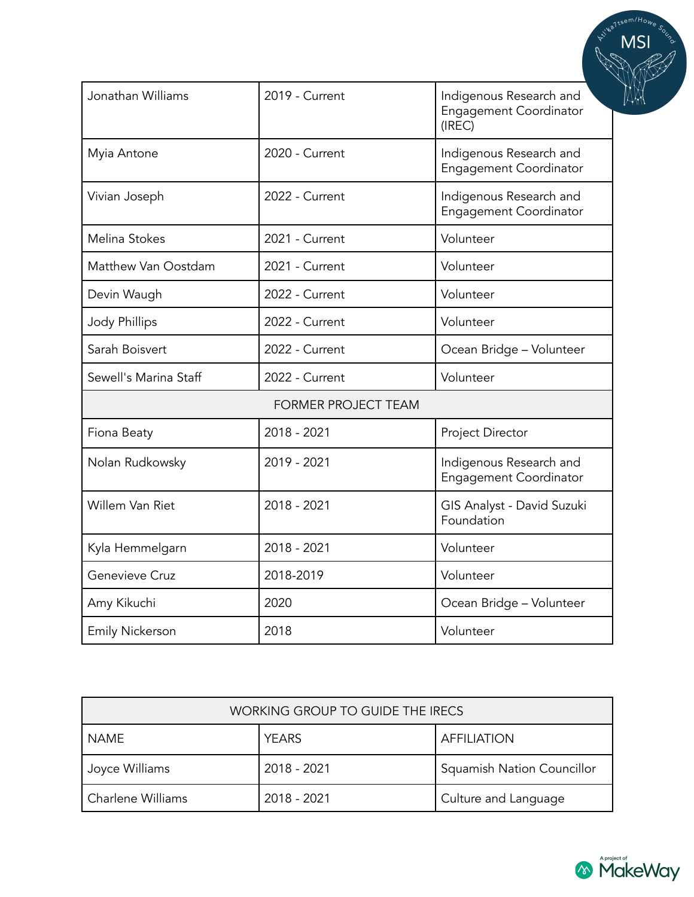| | | |
|---|---|---|
| Jonathan Williams | 2019 - Current | Indigenous Research and Engagement Coordinator (IREC) |
| Myia Antone | 2020 - Current | Indigenous Research and Engagement Coordinator |
| Vivian Joseph | 2022 - Current | Indigenous Research and Engagement Coordinator |
| Melina Stokes | 2021 - Current | Volunteer |
| Matthew Van Oostdam | 2021 - Current | Volunteer |
| Devin Waugh | 2022 - Current | Volunteer |
| Jody Phillips | 2022 - Current | Volunteer |
| Sarah Boisvert | 2022 - Current | Ocean Bridge – Volunteer |
| Sewell's Marina Staff | 2022 - Current | Volunteer |
| FORMER PROJECT TEAM | | |
| Fiona Beaty | 2018 - 2021 | Project Director |
| Nolan Rudkowsky | 2019 - 2021 | Indigenous Research and Engagement Coordinator |
| Willem Van Riet | 2018 - 2021 | GIS Analyst - David Suzuki Foundation |
| Kyla Hemmelgarn | 2018 - 2021 | Volunteer |
| Genevieve Cruz | 2018-2019 | Volunteer |
| Amy Kikuchi | 2020 | Ocean Bridge – Volunteer |
| Emily Nickerson | 2018 | Volunteer |

| WORKING GROUP TO GUIDE THE IRECS | | |
|---|---|---|
| NAME | YEARS | AFFILIATION |
| Joyce Williams | 2018 - 2021 | Squamish Nation Councillor |
| Charlene Williams | 2018 - 2021 | Culture and Language |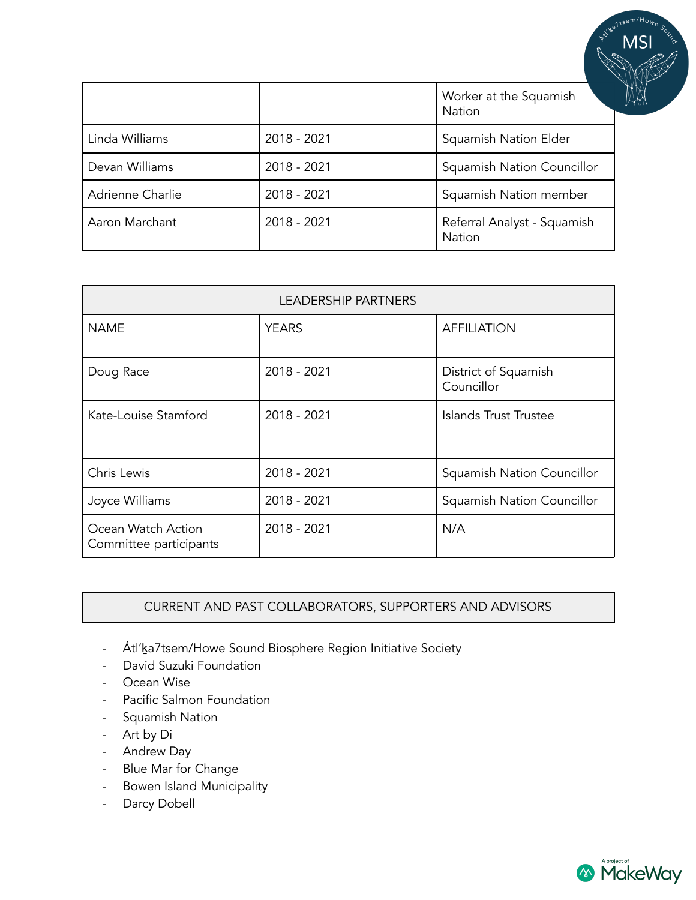|  |  | Worker at the Squamish Nation |
| --- | --- | --- |
| Linda Williams | 2018 - 2021 | Squamish Nation Elder |
| Devan Williams | 2018 - 2021 | Squamish Nation Councillor |
| Adrienne Charlie | 2018 - 2021 | Squamish Nation member |
| Aaron Marchant | 2018 - 2021 | Referral Analyst - Squamish Nation |

| LEADERSHIP PARTNERS | | |
| --- | --- | --- |
| NAME | YEARS | AFFILIATION |
| Doug Race | 2018 - 2021 | District of Squamish Councillor |
| Kate-Louise Stamford | 2018 - 2021 | Islands Trust Trustee |
| Chris Lewis | 2018 - 2021 | Squamish Nation Councillor |
| Joyce Williams | 2018 - 2021 | Squamish Nation Councillor |
| Ocean Watch Action Committee participants | 2018 - 2021 | N/A |

| CURRENT AND PAST COLLABORATORS, SUPPORTERS AND ADVISORS |
| --- |

- Átl’ḵa7tsem/Howe Sound Biosphere Region Initiative Society
- David Suzuki Foundation
- Ocean Wise
- Pacific Salmon Foundation
- Squamish Nation
- Art by Di
- Andrew Day
- Blue Mar for Change
- Bowen Island Municipality
- Darcy Dobell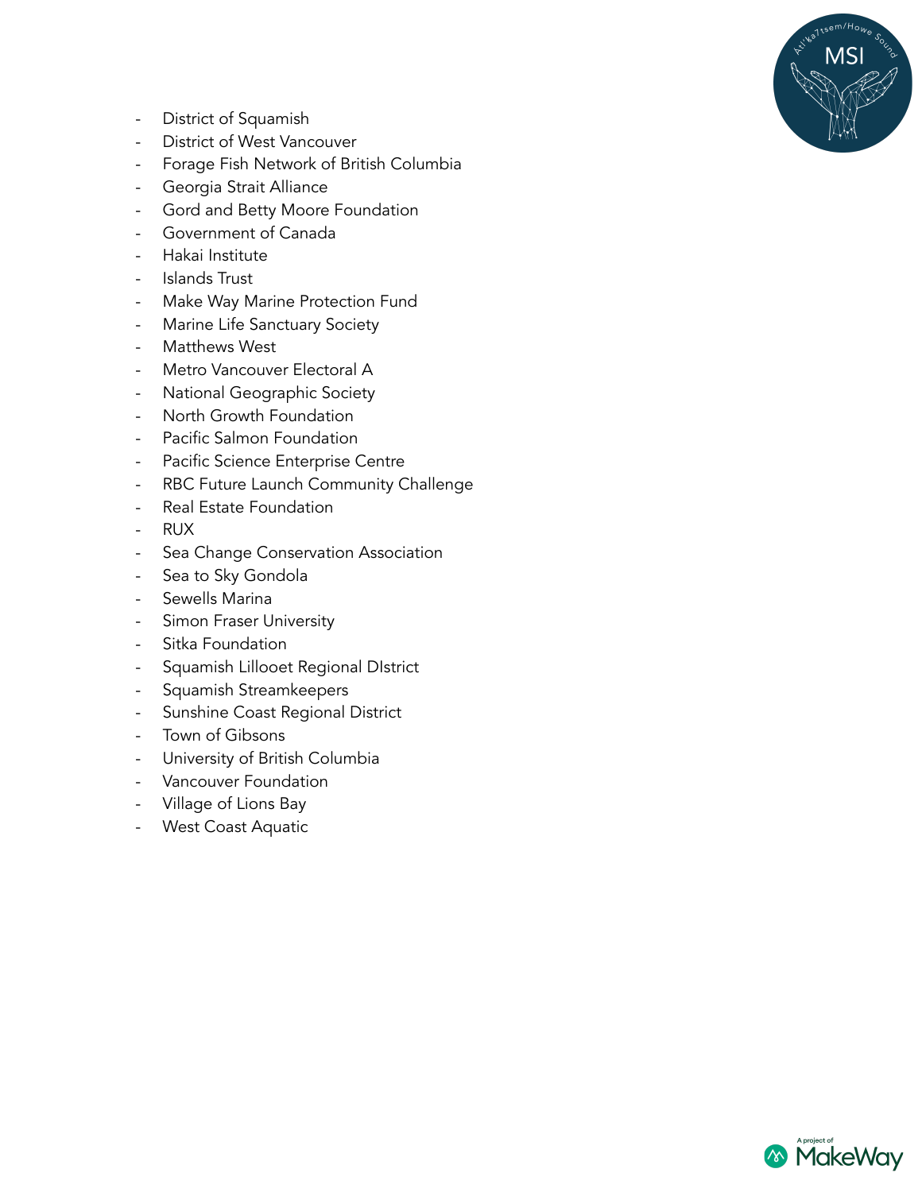- District of Squamish
- District of West Vancouver
- Forage Fish Network of British Columbia
- Georgia Strait Alliance
- Gord and Betty Moore Foundation
- Government of Canada
- Hakai Institute
- Islands Trust
- Make Way Marine Protection Fund
- Marine Life Sanctuary Society
- Matthews West
- Metro Vancouver Electoral A
- National Geographic Society
- North Growth Foundation
- Pacific Salmon Foundation
- Pacific Science Enterprise Centre
- RBC Future Launch Community Challenge
- Real Estate Foundation
- RUX
- Sea Change Conservation Association
- Sea to Sky Gondola
- Sewells Marina
- Simon Fraser University
- Sitka Foundation
- Squamish Lillooet Regional DIstrict
- Squamish Streamkeepers
- Sunshine Coast Regional District
- Town of Gibsons
- University of British Columbia
- Vancouver Foundation
- Village of Lions Bay
- West Coast Aquatic